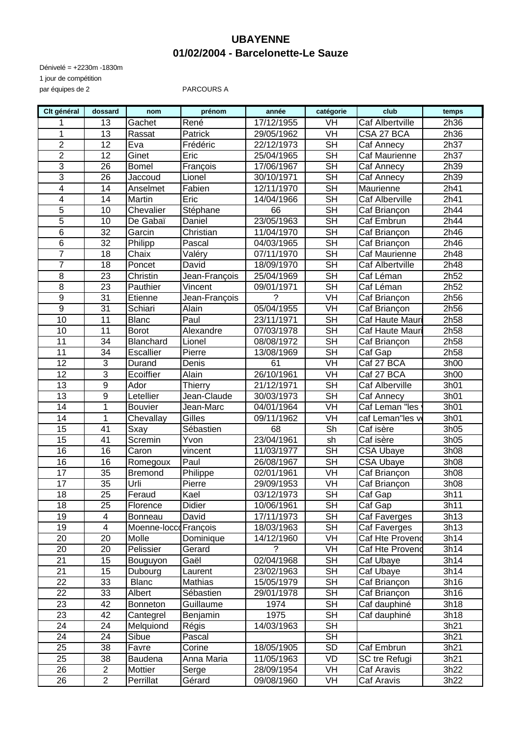# UBAYENNE

## 01/02/2004 - Barcelonette-Le Sauze

Dénivelé = +2230m -1830m

1 jour de compétition

par équipes de 2 PARCOURS A

| Clt général | dossard | nom | prénom | année | catégorie | club | temps |
|---|---|---|---|---|---|---|---|
| 1 | 13 | Gachet | René | 17/12/1955 | VH | Caf Albertville | 2h36 |
| 1 | 13 | Rassat | Patrick | 29/05/1962 | VH | CSA 27 BCA | 2h36 |
| 2 | 12 | Eva | Frédéric | 22/12/1973 | SH | Caf Annecy | 2h37 |
| 2 | 12 | Ginet | Eric | 25/04/1965 | SH | Caf Maurienne | 2h37 |
| 3 | 26 | Bomel | François | 17/06/1967 | SH | Caf Annecy | 2h39 |
| 3 | 26 | Jaccoud | Lionel | 30/10/1971 | SH | Caf Annecy | 2h39 |
| 4 | 14 | Anselmet | Fabien | 12/11/1970 | SH | Maurienne | 2h41 |
| 4 | 14 | Martin | Eric | 14/04/1966 | SH | Caf Alberville | 2h41 |
| 5 | 10 | Chevalier | Stéphane | 66 | SH | Caf Briançon | 2h44 |
| 5 | 10 | De Gabaï | Daniel | 23/05/1963 | SH | Caf Embrun | 2h44 |
| 6 | 32 | Garcin | Christian | 11/04/1970 | SH | Caf Briançon | 2h46 |
| 6 | 32 | Philipp | Pascal | 04/03/1965 | SH | Caf Briançon | 2h46 |
| 7 | 18 | Chaix | Valéry | 07/11/1970 | SH | Caf Maurienne | 2h48 |
| 7 | 18 | Poncet | David | 18/09/1970 | SH | Caf Albertville | 2h48 |
| 8 | 23 | Christin | Jean-François | 25/04/1969 | SH | Caf Léman | 2h52 |
| 8 | 23 | Pauthier | Vincent | 09/01/1971 | SH | Caf Léman | 2h52 |
| 9 | 31 | Etienne | Jean-François | ? | VH | Caf Briançon | 2h56 |
| 9 | 31 | Schiari | Alain | 05/04/1955 | VH | Caf Briançon | 2h56 |
| 10 | 11 | Blanc | Paul | 23/11/1971 | SH | Caf Haute Mauri | 2h58 |
| 10 | 11 | Borot | Alexandre | 07/03/1978 | SH | Caf Haute Mauri | 2h58 |
| 11 | 34 | Blanchard | Lionel | 08/08/1972 | SH | Caf Briançon | 2h58 |
| 11 | 34 | Escallier | Pierre | 13/08/1969 | SH | Caf Gap | 2h58 |
| 12 | 3 | Durand | Denis | 61 | VH | Caf 27 BCA | 3h00 |
| 12 | 3 | Ecoiffier | Alain | 26/10/1961 | VH | Caf 27 BCA | 3h00 |
| 13 | 9 | Ador | Thierry | 21/12/1971 | SH | Caf Alberville | 3h01 |
| 13 | 9 | Letellier | Jean-Claude | 30/03/1973 | SH | Caf Annecy | 3h01 |
| 14 | 1 | Bouvier | Jean-Marc | 04/01/1964 | VH | Caf Leman "les | 3h01 |
| 14 | 1 | Chevallay | Gilles | 09/11/1962 | VH | caf Leman"les v | 3h01 |
| 15 | 41 | Sxay | Sébastien | 68 | Sh | Caf isère | 3h05 |
| 15 | 41 | Scremin | Yvon | 23/04/1961 | sh | Caf isère | 3h05 |
| 16 | 16 | Caron | vincent | 11/03/1977 | SH | CSA Ubaye | 3h08 |
| 16 | 16 | Romegoux | Paul | 26/08/1967 | SH | CSA Ubaye | 3h08 |
| 17 | 35 | Bremond | Philippe | 02/01/1961 | VH | Caf Briançon | 3h08 |
| 17 | 35 | Urli | Pierre | 29/09/1953 | VH | Caf Briançon | 3h08 |
| 18 | 25 | Feraud | Kael | 03/12/1973 | SH | Caf Gap | 3h11 |
| 18 | 25 | Florence | Didier | 10/06/1961 | SH | Caf Gap | 3h11 |
| 19 | 4 | Bonneau | David | 17/11/1973 | SH | Caf Faverges | 3h13 |
| 19 | 4 | Moenne-locco | François | 18/03/1963 | SH | Caf Faverges | 3h13 |
| 20 | 20 | Molle | Dominique | 14/12/1960 | VH | Caf Hte Provenc | 3h14 |
| 20 | 20 | Pelissier | Gerard | ? | VH | Caf Hte Provenc | 3h14 |
| 21 | 15 | Bouguyon | Gaël | 02/04/1968 | SH | Caf Ubaye | 3h14 |
| 21 | 15 | Dubourg | Laurent | 23/02/1963 | SH | Caf Ubaye | 3h14 |
| 22 | 33 | Blanc | Mathias | 15/05/1979 | SH | Caf Briançon | 3h16 |
| 22 | 33 | Albert | Sébastien | 29/01/1978 | SH | Caf Briançon | 3h16 |
| 23 | 42 | Bonneton | Guillaume | 1974 | SH | Caf dauphiné | 3h18 |
| 23 | 42 | Cantegrel | Benjamin | 1975 | SH | Caf dauphiné | 3h18 |
| 24 | 24 | Melquiond | Régis | 14/03/1963 | SH | | 3h21 |
| 24 | 24 | Sibue | Pascal | | SH | | 3h21 |
| 25 | 38 | Favre | Corine | 18/05/1905 | SD | Caf Embrun | 3h21 |
| 25 | 38 | Baudena | Anna Maria | 11/05/1963 | VD | SC tre Refugi | 3h21 |
| 26 | 2 | Mottier | Serge | 28/09/1954 | VH | Caf Aravis | 3h22 |
| 26 | 2 | Perrillat | Gérard | 09/08/1960 | VH | Caf Aravis | 3h22 |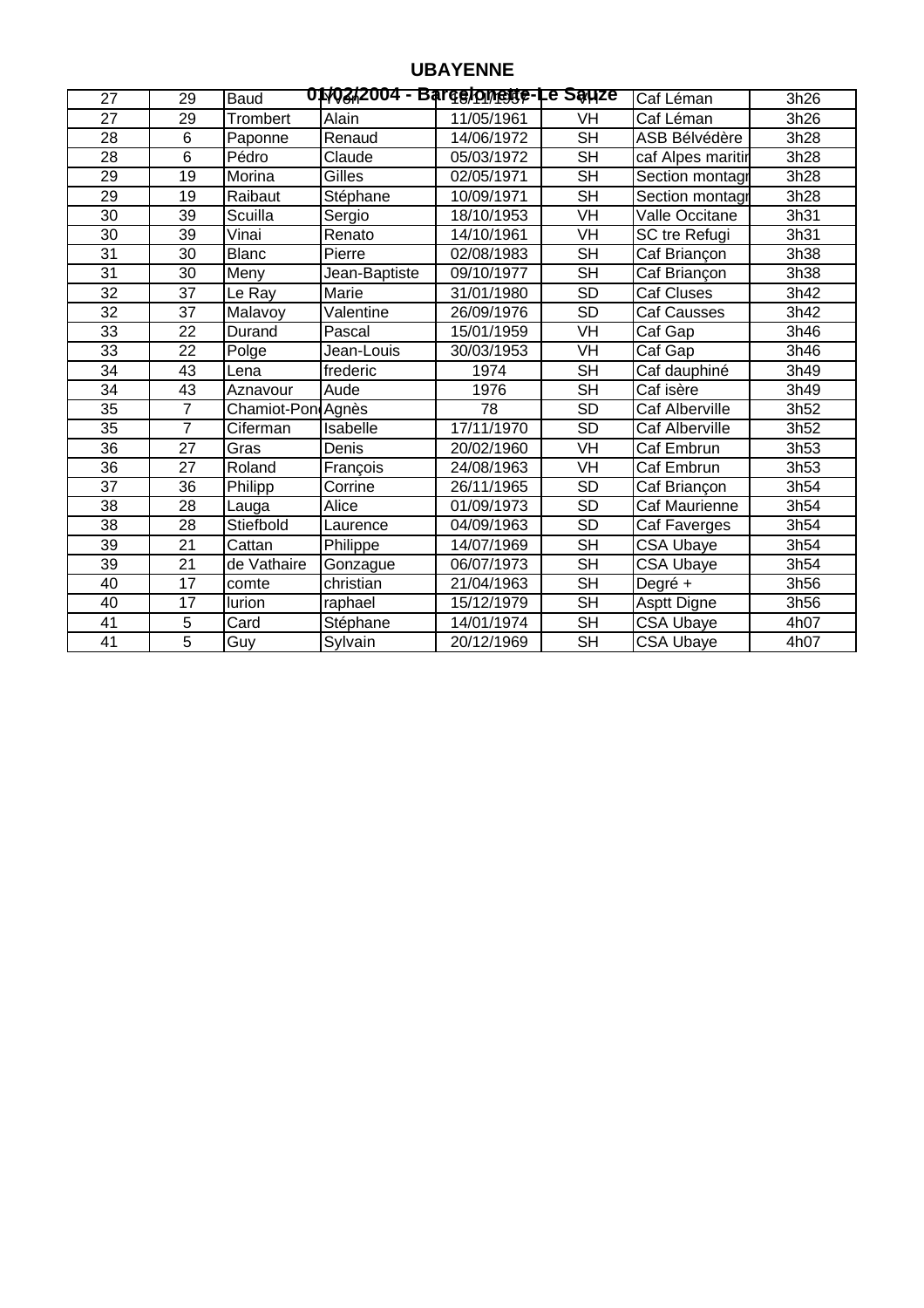# UBAYENNE

**01/02/2004 - Barcelonnette-Le Sauze**

| | | | | | | | |
|---|---|---|---|---|---|---|---|
| 27 | 29 | Baud | Yvon | 18/11/1957 | VH | Caf Léman | 3h26 |
| 27 | 29 | Trombert | Alain | 11/05/1961 | VH | Caf Léman | 3h26 |
| 28 | 6 | Paponne | Renaud | 14/06/1972 | SH | ASB Bélvédère | 3h28 |
| 28 | 6 | Pédro | Claude | 05/03/1972 | SH | caf Alpes maritir | 3h28 |
| 29 | 19 | Morina | Gilles | 02/05/1971 | SH | Section montagr | 3h28 |
| 29 | 19 | Raibaut | Stéphane | 10/09/1971 | SH | Section montagr | 3h28 |
| 30 | 39 | Scuilla | Sergio | 18/10/1953 | VH | Valle Occitane | 3h31 |
| 30 | 39 | Vinai | Renato | 14/10/1961 | VH | SC tre Refugi | 3h31 |
| 31 | 30 | Blanc | Pierre | 02/08/1983 | SH | Caf Briançon | 3h38 |
| 31 | 30 | Meny | Jean-Baptiste | 09/10/1977 | SH | Caf Briançon | 3h38 |
| 32 | 37 | Le Ray | Marie | 31/01/1980 | SD | Caf Cluses | 3h42 |
| 32 | 37 | Malavoy | Valentine | 26/09/1976 | SD | Caf Causses | 3h42 |
| 33 | 22 | Durand | Pascal | 15/01/1959 | VH | Caf Gap | 3h46 |
| 33 | 22 | Polge | Jean-Louis | 30/03/1953 | VH | Caf Gap | 3h46 |
| 34 | 43 | Lena | frederic | 1974 | SH | Caf dauphiné | 3h49 |
| 34 | 43 | Aznavour | Aude | 1976 | SH | Caf isère | 3h49 |
| 35 | 7 | Chamiot-Pon | Agnès | 78 | SD | Caf Alberville | 3h52 |
| 35 | 7 | Ciferman | Isabelle | 17/11/1970 | SD | Caf Alberville | 3h52 |
| 36 | 27 | Gras | Denis | 20/02/1960 | VH | Caf Embrun | 3h53 |
| 36 | 27 | Roland | François | 24/08/1963 | VH | Caf Embrun | 3h53 |
| 37 | 36 | Philipp | Corrine | 26/11/1965 | SD | Caf Briançon | 3h54 |
| 38 | 28 | Lauga | Alice | 01/09/1973 | SD | Caf Maurienne | 3h54 |
| 38 | 28 | Stiefbold | Laurence | 04/09/1963 | SD | Caf Faverges | 3h54 |
| 39 | 21 | Cattan | Philippe | 14/07/1969 | SH | CSA Ubaye | 3h54 |
| 39 | 21 | de Vathaire | Gonzague | 06/07/1973 | SH | CSA Ubaye | 3h54 |
| 40 | 17 | comte | christian | 21/04/1963 | SH | Degré + | 3h56 |
| 40 | 17 | lurion | raphael | 15/12/1979 | SH | Asptt Digne | 3h56 |
| 41 | 5 | Card | Stéphane | 14/01/1974 | SH | CSA Ubaye | 4h07 |
| 41 | 5 | Guy | Sylvain | 20/12/1969 | SH | CSA Ubaye | 4h07 |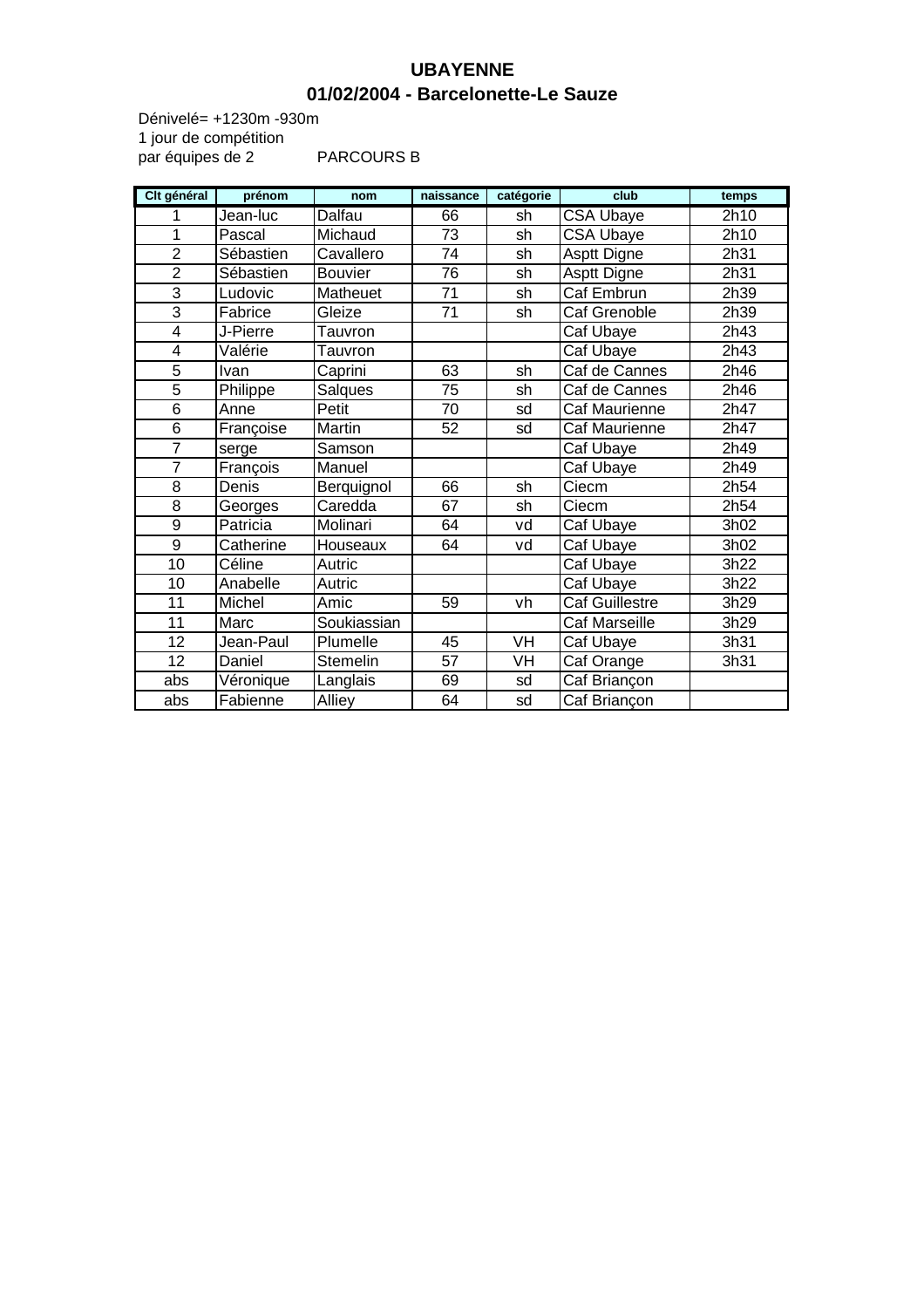# UBAYENNE

## 01/02/2004 - Barcelonette-Le Sauze

Dénivelé= +1230m -930m
1 jour de compétition
par équipes de 2 PARCOURS B

| Clt général | prénom | nom | naissance | catégorie | club | temps |
|---|---|---|---|---|---|---|
| 1 | Jean-luc | Dalfau | 66 | sh | CSA Ubaye | 2h10 |
| 1 | Pascal | Michaud | 73 | sh | CSA Ubaye | 2h10 |
| 2 | Sébastien | Cavallero | 74 | sh | Asptt Digne | 2h31 |
| 2 | Sébastien | Bouvier | 76 | sh | Asptt Digne | 2h31 |
| 3 | Ludovic | Matheuet | 71 | sh | Caf Embrun | 2h39 |
| 3 | Fabrice | Gleize | 71 | sh | Caf Grenoble | 2h39 |
| 4 | J-Pierre | Tauvron | | | Caf Ubaye | 2h43 |
| 4 | Valérie | Tauvron | | | Caf Ubaye | 2h43 |
| 5 | Ivan | Caprini | 63 | sh | Caf de Cannes | 2h46 |
| 5 | Philippe | Salques | 75 | sh | Caf de Cannes | 2h46 |
| 6 | Anne | Petit | 70 | sd | Caf Maurienne | 2h47 |
| 6 | Françoise | Martin | 52 | sd | Caf Maurienne | 2h47 |
| 7 | serge | Samson | | | Caf Ubaye | 2h49 |
| 7 | François | Manuel | | | Caf Ubaye | 2h49 |
| 8 | Denis | Berquignol | 66 | sh | Ciecm | 2h54 |
| 8 | Georges | Caredda | 67 | sh | Ciecm | 2h54 |
| 9 | Patricia | Molinari | 64 | vd | Caf Ubaye | 3h02 |
| 9 | Catherine | Houseaux | 64 | vd | Caf Ubaye | 3h02 |
| 10 | Céline | Autric | | | Caf Ubaye | 3h22 |
| 10 | Anabelle | Autric | | | Caf Ubaye | 3h22 |
| 11 | Michel | Amic | 59 | vh | Caf Guillestre | 3h29 |
| 11 | Marc | Soukiassian | | | Caf Marseille | 3h29 |
| 12 | Jean-Paul | Plumelle | 45 | VH | Caf Ubaye | 3h31 |
| 12 | Daniel | Stemelin | 57 | VH | Caf Orange | 3h31 |
| abs | Véronique | Langlais | 69 | sd | Caf Briançon | |
| abs | Fabienne | Alliey | 64 | sd | Caf Briançon | |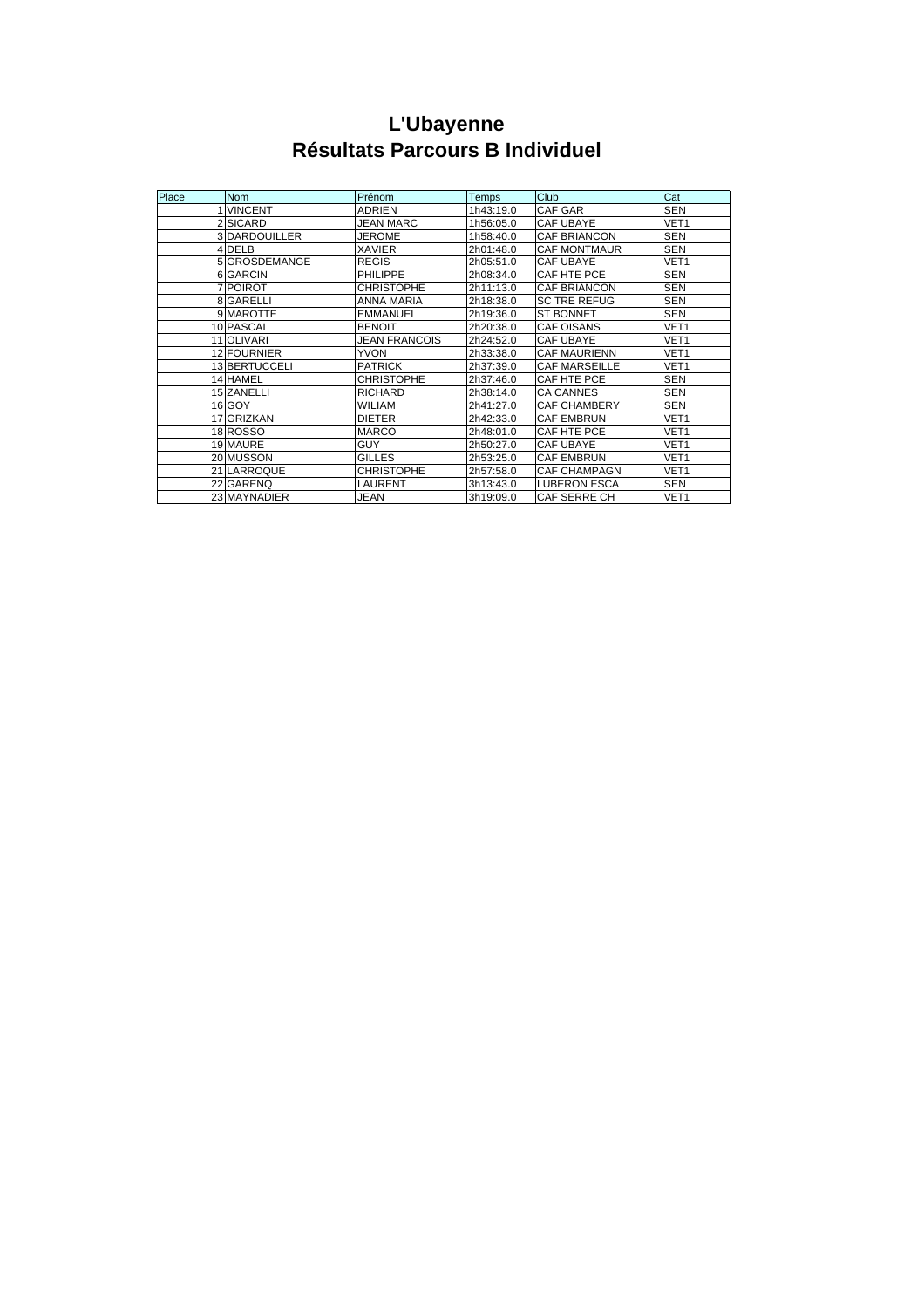# L'Ubayenne
# Résultats Parcours B Individuel

| Place | Nom | Prénom | Temps | Club | Cat |
|---|---|---|---|---|---|
| 1 | VINCENT | ADRIEN | 1h43:19.0 | CAF GAR | SEN |
| 2 | SICARD | JEAN MARC | 1h56:05.0 | CAF UBAYE | VET1 |
| 3 | DARDOUILLER | JEROME | 1h58:40.0 | CAF BRIANCON | SEN |
| 4 | DELB | XAVIER | 2h01:48.0 | CAF MONTMAUR | SEN |
| 5 | GROSDEMANGE | REGIS | 2h05:51.0 | CAF UBAYE | VET1 |
| 6 | GARCIN | PHILIPPE | 2h08:34.0 | CAF HTE PCE | SEN |
| 7 | POIROT | CHRISTOPHE | 2h11:13.0 | CAF BRIANCON | SEN |
| 8 | GARELLI | ANNA MARIA | 2h18:38.0 | SC TRE REFUG | SEN |
| 9 | MAROTTE | EMMANUEL | 2h19:36.0 | ST BONNET | SEN |
| 10 | PASCAL | BENOIT | 2h20:38.0 | CAF OISANS | VET1 |
| 11 | OLIVARI | JEAN FRANCOIS | 2h24:52.0 | CAF UBAYE | VET1 |
| 12 | FOURNIER | YVON | 2h33:38.0 | CAF MAURIENN | VET1 |
| 13 | BERTUCCELI | PATRICK | 2h37:39.0 | CAF MARSEILLE | VET1 |
| 14 | HAMEL | CHRISTOPHE | 2h37:46.0 | CAF HTE PCE | SEN |
| 15 | ZANELLI | RICHARD | 2h38:14.0 | CA CANNES | SEN |
| 16 | GOY | WILIAM | 2h41:27.0 | CAF CHAMBERY | SEN |
| 17 | GRIZKAN | DIETER | 2h42:33.0 | CAF EMBRUN | VET1 |
| 18 | ROSSO | MARCO | 2h48:01.0 | CAF HTE PCE | VET1 |
| 19 | MAURE | GUY | 2h50:27.0 | CAF UBAYE | VET1 |
| 20 | MUSSON | GILLES | 2h53:25.0 | CAF EMBRUN | VET1 |
| 21 | LARROQUE | CHRISTOPHE | 2h57:58.0 | CAF CHAMPAGN | VET1 |
| 22 | GARENQ | LAURENT | 3h13:43.0 | LUBERON ESCA | SEN |
| 23 | MAYNADIER | JEAN | 3h19:09.0 | CAF SERRE CH | VET1 |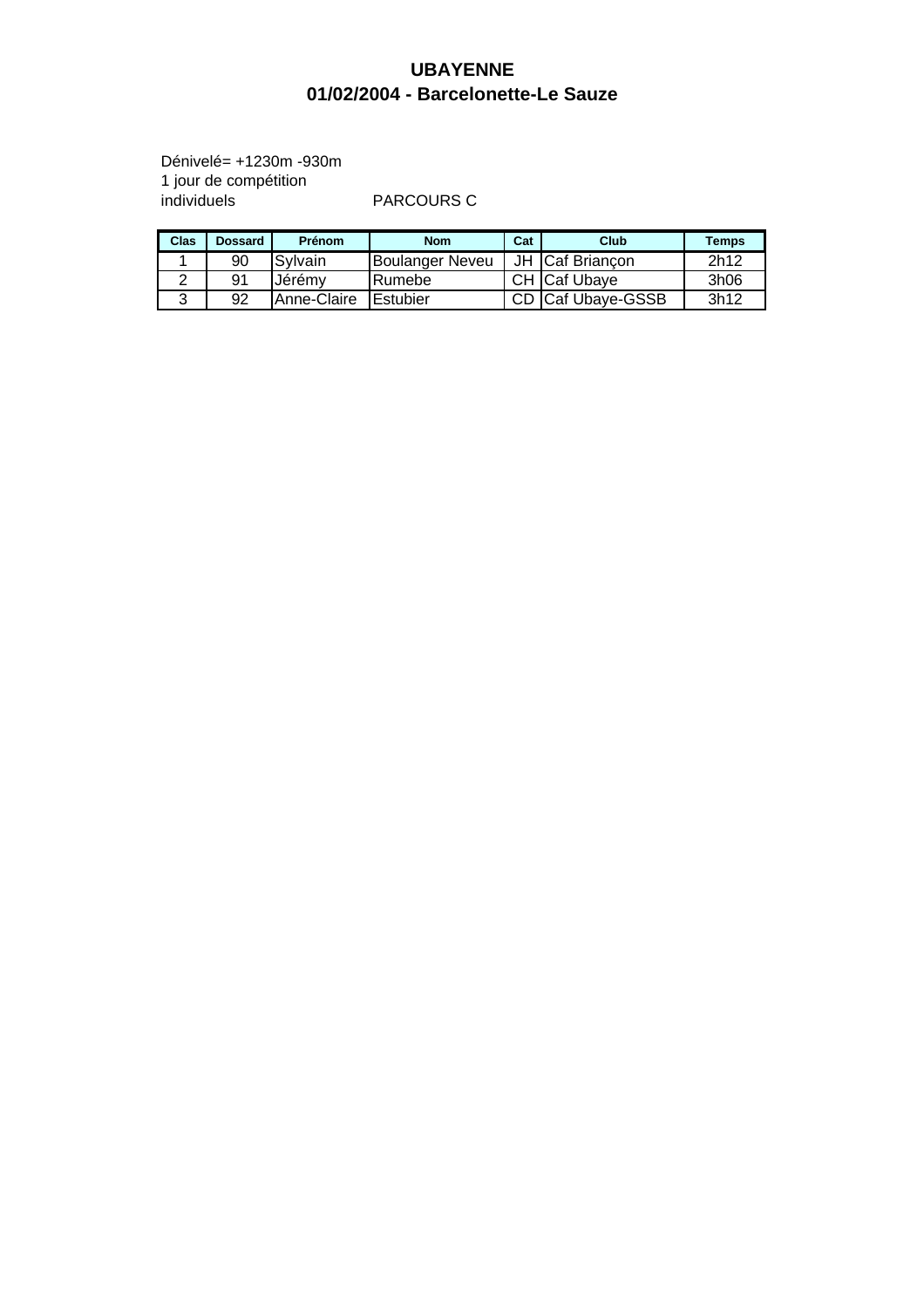# UBAYENNE
## 01/02/2004 - Barcelonette-Le Sauze

Dénivelé= +1230m -930m
1 jour de compétition
individuels PARCOURS C

| Clas | Dossard | Prénom | Nom | Cat | Club | Temps |
|---|---|---|---|---|---|---|
| 1 | 90 | Sylvain | Boulanger Neveu | JH | Caf Briançon | 2h12 |
| 2 | 91 | Jérémy | Rumebe | CH | Caf Ubaye | 3h06 |
| 3 | 92 | Anne-Claire | Estubier | CD | Caf Ubaye-GSSB | 3h12 |